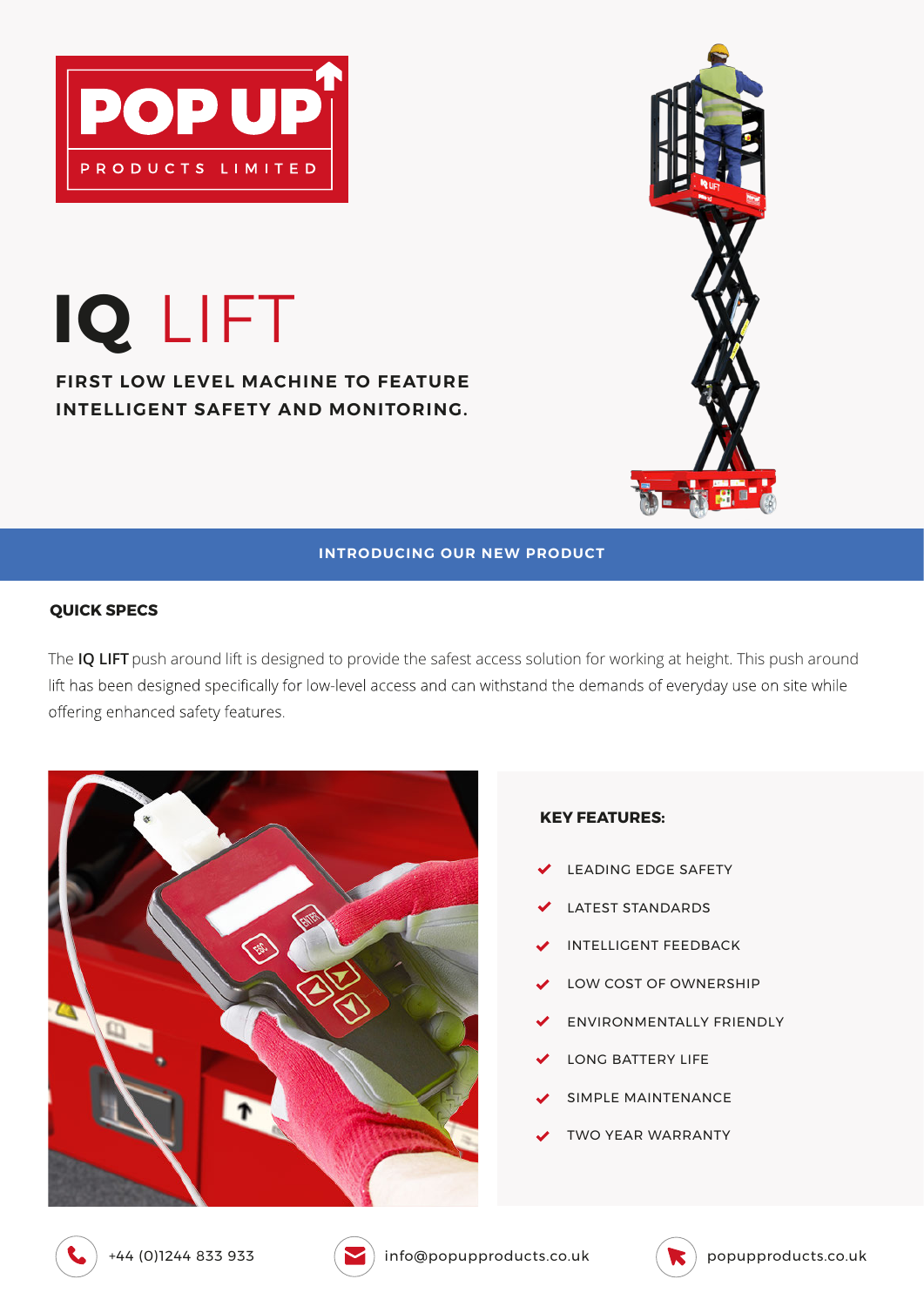# POP UP PRODUCTS LIMITED

# IQ LIFT

**FIRST LOW LEVEL MACHINE TO FEATURE INTELLIGENT SAFETY AND MONITORING.**

INTRODUCING OUR NEW PRODUCT

## QUICK SPECS

The **IQ LIFT** push around lift is designed to provide the safest access solution for working at height. This push around lift has been designed specifically for low-level access and can withstand the demands of everyday use on site while offering enhanced safety features.

## KEY FEATURES:

- LEADING EDGE SAFETY
- LATEST STANDARDS
- INTELLIGENT FEEDBACK
- LOW COST OF OWNERSHIP
- ENVIRONMENTALLY FRIENDLY
- LONG BATTERY LIFE
- SIMPLE MAINTENANCE
- TWO YEAR WARRANTY

+44 (0)1244 833 933

info@popupproducts.co.uk

popupproducts.co.uk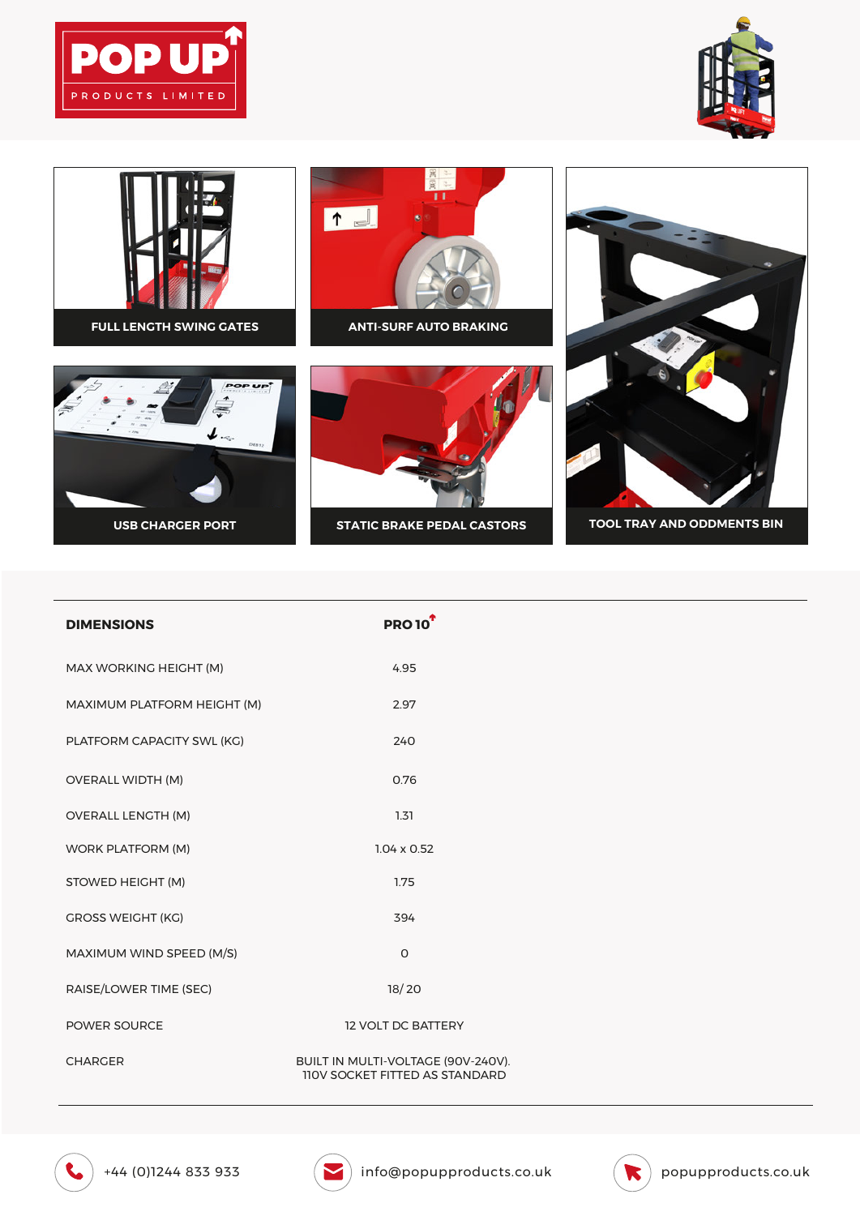FULL LENGTH SWING GATES

ANTI-SURF AUTO BRAKING

TOOL TRAY AND ODDMENTS BIN

USB CHARGER PORT

STATIC BRAKE PEDAL CASTORS

| DIMENSIONS | PRO 10 |
| --- | --- |
| MAX WORKING HEIGHT (M) | 4.95 |
| MAXIMUM PLATFORM HEIGHT (M) | 2.97 |
| PLATFORM CAPACITY SWL (KG) | 240 |
| OVERALL WIDTH (M) | 0.76 |
| OVERALL LENGTH (M) | 1.31 |
| WORK PLATFORM (M) | 1.04 x 0.52 |
| STOWED HEIGHT (M) | 1.75 |
| GROSS WEIGHT (KG) | 394 |
| MAXIMUM WIND SPEED (M/S) | 0 |
| RAISE/LOWER TIME (SEC) | 18/ 20 |
| POWER SOURCE | 12 VOLT DC BATTERY |
| CHARGER | BUILT IN MULTI-VOLTAGE (90V-240V). 110V SOCKET FITTED AS STANDARD |

+44 (0)1244 833 933

info@popupproducts.co.uk

popupproducts.co.uk